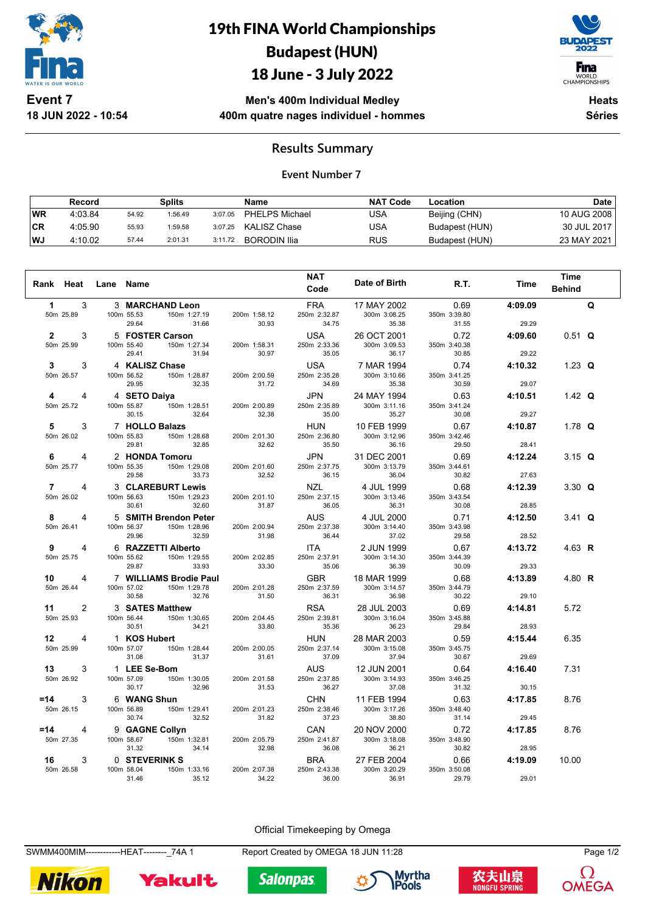# 19th FINA World Championships
# Budapest (HUN)
# 18 June - 3 July 2022

**Event 7**
**18 JUN 2022 - 10:54**

**Men's 400m Individual Medley**
**400m quatre nages individuel - hommes**

**Heats**
**Séries**

## Results Summary

### Event Number 7

| | Record | Splits | | | Name | NAT Code | Location | Date |
|---|---|---|---|---|---|---|---|---|
| WR | 4:03.84 | 54.92 | 1:56.49 | 3:07.05 | PHELPS Michael | USA | Beijing (CHN) | 10 AUG 2008 |
| CR | 4:05.90 | 55.93 | 1:59.58 | 3:07.25 | KALISZ Chase | USA | Budapest (HUN) | 30 JUL 2017 |
| WJ | 4:10.02 | 57.44 | 2:01.31 | 3:11.72 | BORODIN Ilia | RUS | Budapest (HUN) | 23 MAY 2021 |

| Rank | Heat | Lane | Name | NAT Code | Date of Birth | R.T. | Time | Time Behind | |
|---|---|---|---|---|---|---|---|---|---|
| 1 | 3 | 3 | MARCHAND Leon | FRA | 17 MAY 2002 | 0.69 | 4:09.09 | | Q |
| 50m 25.89 | | 100m 55.53 / 29.64 | 150m 1:27.19 / 31.66 · 200m 1:58.12 / 30.93 | 250m 2:32.87 / 34.75 | 300m 3:08.25 / 35.38 | 350m 3:39.80 / 31.55 | 29.29 | | |
| 2 | 3 | 5 | FOSTER Carson | USA | 26 OCT 2001 | 0.72 | 4:09.60 | 0.51 | Q |
| 50m 25.99 | | 100m 55.40 / 29.41 | 150m 1:27.34 / 31.94 · 200m 1:58.31 / 30.97 | 250m 2:33.36 / 35.05 | 300m 3:09.53 / 36.17 | 350m 3:40.38 / 30.85 | 29.22 | | |
| 3 | 3 | 4 | KALISZ Chase | USA | 7 MAR 1994 | 0.74 | 4:10.32 | 1.23 | Q |
| 50m 26.57 | | 100m 56.52 / 29.95 | 150m 1:28.87 / 32.35 · 200m 2:00.59 / 31.72 | 250m 2:35.28 / 34.69 | 300m 3:10.66 / 35.38 | 350m 3:41.25 / 30.59 | 29.07 | | |
| 4 | 4 | 4 | SETO Daiya | JPN | 24 MAY 1994 | 0.63 | 4:10.51 | 1.42 | Q |
| 50m 25.72 | | 100m 55.87 / 30.15 | 150m 1:28.51 / 32.64 · 200m 2:00.89 / 32.38 | 250m 2:35.89 / 35.00 | 300m 3:11.16 / 35.27 | 350m 3:41.24 / 30.08 | 29.27 | | |
| 5 | 3 | 7 | HOLLO Balazs | HUN | 10 FEB 1999 | 0.67 | 4:10.87 | 1.78 | Q |
| 50m 26.02 | | 100m 55.83 / 29.81 | 150m 1:28.68 / 32.85 · 200m 2:01.30 / 32.62 | 250m 2:36.80 / 35.50 | 300m 3:12.96 / 36.16 | 350m 3:42.46 / 29.50 | 28.41 | | |
| 6 | 4 | 2 | HONDA Tomoru | JPN | 31 DEC 2001 | 0.69 | 4:12.24 | 3.15 | Q |
| 50m 25.77 | | 100m 55.35 / 29.58 | 150m 1:29.08 / 33.73 · 200m 2:01.60 / 32.52 | 250m 2:37.75 / 36.15 | 300m 3:13.79 / 36.04 | 350m 3:44.61 / 30.82 | 27.63 | | |
| 7 | 4 | 3 | CLAREBURT Lewis | NZL | 4 JUL 1999 | 0.68 | 4:12.39 | 3.30 | Q |
| 50m 26.02 | | 100m 56.63 / 30.61 | 150m 1:29.23 / 32.60 · 200m 2:01.10 / 31.87 | 250m 2:37.15 / 36.05 | 300m 3:13.46 / 36.31 | 350m 3:43.54 / 30.08 | 28.85 | | |
| 8 | 4 | 5 | SMITH Brendon Peter | AUS | 4 JUL 2000 | 0.71 | 4:12.50 | 3.41 | Q |
| 50m 26.41 | | 100m 56.37 / 29.96 | 150m 1:28.96 / 32.59 · 200m 2:00.94 / 31.98 | 250m 2:37.38 / 36.44 | 300m 3:14.40 / 37.02 | 350m 3:43.98 / 29.58 | 28.52 | | |
| 9 | 4 | 6 | RAZZETTI Alberto | ITA | 2 JUN 1999 | 0.67 | 4:13.72 | 4.63 | R |
| 50m 25.75 | | 100m 55.62 / 29.87 | 150m 1:29.55 / 33.93 · 200m 2:02.85 / 33.30 | 250m 2:37.91 / 35.06 | 300m 3:14.30 / 36.39 | 350m 3:44.39 / 30.09 | 29.33 | | |
| 10 | 4 | 7 | WILLIAMS Brodie Paul | GBR | 18 MAR 1999 | 0.68 | 4:13.89 | 4.80 | R |
| 50m 26.44 | | 100m 57.02 / 30.58 | 150m 1:29.78 / 32.76 · 200m 2:01.28 / 31.50 | 250m 2:37.59 / 36.31 | 300m 3:14.57 / 36.98 | 350m 3:44.79 / 30.22 | 29.10 | | |
| 11 | 2 | 3 | SATES Matthew | RSA | 28 JUL 2003 | 0.69 | 4:14.81 | 5.72 | |
| 50m 25.93 | | 100m 56.44 / 30.51 | 150m 1:30.65 / 34.21 · 200m 2:04.45 / 33.80 | 250m 2:39.81 / 35.36 | 300m 3:16.04 / 36.23 | 350m 3:45.88 / 29.84 | 28.93 | | |
| 12 | 4 | 1 | KOS Hubert | HUN | 28 MAR 2003 | 0.59 | 4:15.44 | 6.35 | |
| 50m 25.99 | | 100m 57.07 / 31.08 | 150m 1:28.44 / 31.37 · 200m 2:00.05 / 31.61 | 250m 2:37.14 / 37.09 | 300m 3:15.08 / 37.94 | 350m 3:45.75 / 30.67 | 29.69 | | |
| 13 | 3 | 1 | LEE Se-Bom | AUS | 12 JUN 2001 | 0.64 | 4:16.40 | 7.31 | |
| 50m 26.92 | | 100m 57.09 / 30.17 | 150m 1:30.05 / 32.96 · 200m 2:01.58 / 31.53 | 250m 2:37.85 / 36.27 | 300m 3:14.93 / 37.08 | 350m 3:46.25 / 31.32 | 30.15 | | |
| =14 | 3 | 6 | WANG Shun | CHN | 11 FEB 1994 | 0.63 | 4:17.85 | 8.76 | |
| 50m 26.15 | | 100m 56.89 / 30.74 | 150m 1:29.41 / 32.52 · 200m 2:01.23 / 31.82 | 250m 2:38.46 / 37.23 | 300m 3:17.26 / 38.80 | 350m 3:48.40 / 31.14 | 29.45 | | |
| =14 | 4 | 9 | GAGNE Collyn | CAN | 20 NOV 2000 | 0.72 | 4:17.85 | 8.76 | |
| 50m 27.35 | | 100m 58.67 / 31.32 | 150m 1:32.81 / 34.14 · 200m 2:05.79 / 32.98 | 250m 2:41.87 / 36.08 | 300m 3:18.08 / 36.21 | 350m 3:48.90 / 30.82 | 28.95 | | |
| 16 | 3 | 0 | STEVERINK S | BRA | 27 FEB 2004 | 0.66 | 4:19.09 | 10.00 | |
| 50m 26.58 | | 100m 58.04 / 31.46 | 150m 1:33.16 / 35.12 · 200m 2:07.38 / 34.22 | 250m 2:43.38 / 36.00 | 300m 3:20.29 / 36.91 | 350m 3:50.08 / 29.79 | 29.01 | | |

Official Timekeeping by Omega

SWMM400MIM------------HEAT--------_74A 1 · Report Created by OMEGA 18 JUN 11:28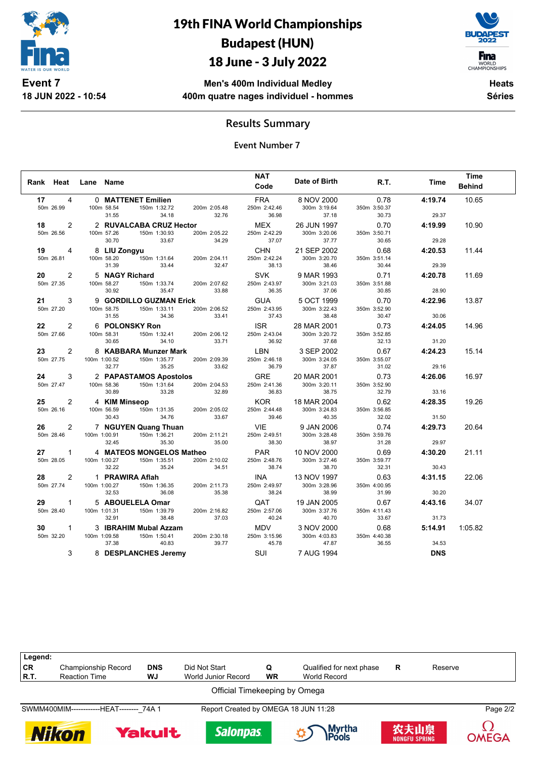# 19th FINA World Championships
# Budapest (HUN)
# 18 June - 3 July 2022

**Event 7**
**18 JUN 2022 - 10:54**

**Men's 400m Individual Medley**
**400m quatre nages individuel - hommes**

**Heats**
**Séries**

## Results Summary

### Event Number 7

| Rank | Heat | Lane | Name | NAT Code | Date of Birth | R.T. | Time | Time Behind |
|---|---|---|---|---|---|---|---|---|
| 17 | 4 | 0 | **MATTENET Emilien** | FRA | 8 NOV 2000 | 0.78 | **4:19.74** | 10.65 |
| 50m 26.99 | | | 100m 58.54 (31.55) / 150m 1:32.72 (34.18) / 200m 2:05.48 (32.76) | 250m 2:42.46 (36.98) | 300m 3:19.64 (37.18) | 350m 3:50.37 (30.73) | 29.37 | |
| 18 | 2 | 2 | **RUVALCABA CRUZ Hector** | MEX | 26 JUN 1997 | 0.70 | **4:19.99** | 10.90 |
| 50m 26.56 | | | 100m 57.26 (30.70) / 150m 1:30.93 (33.67) / 200m 2:05.22 (34.29) | 250m 2:42.29 (37.07) | 300m 3:20.06 (37.77) | 350m 3:50.71 (30.65) | 29.28 | |
| 19 | 4 | 8 | **LIU Zongyu** | CHN | 21 SEP 2002 | 0.68 | **4:20.53** | 11.44 |
| 50m 26.81 | | | 100m 58.20 (31.39) / 150m 1:31.64 (33.44) / 200m 2:04.11 (32.47) | 250m 2:42.24 (38.13) | 300m 3:20.70 (38.46) | 350m 3:51.14 (30.44) | 29.39 | |
| 20 | 2 | 5 | **NAGY Richard** | SVK | 9 MAR 1993 | 0.71 | **4:20.78** | 11.69 |
| 50m 27.35 | | | 100m 58.27 (30.92) / 150m 1:33.74 (35.47) / 200m 2:07.62 (33.88) | 250m 2:43.97 (36.35) | 300m 3:21.03 (37.06) | 350m 3:51.88 (30.85) | 28.90 | |
| 21 | 3 | 9 | **GORDILLO GUZMAN Erick** | GUA | 5 OCT 1999 | 0.70 | **4:22.96** | 13.87 |
| 50m 27.20 | | | 100m 58.75 (31.55) / 150m 1:33.11 (34.36) / 200m 2:06.52 (33.41) | 250m 2:43.95 (37.43) | 300m 3:22.43 (38.48) | 350m 3:52.90 (30.47) | 30.06 | |
| 22 | 2 | 6 | **POLONSKY Ron** | ISR | 28 MAR 2001 | 0.73 | **4:24.05** | 14.96 |
| 50m 27.66 | | | 100m 58.31 (30.65) / 150m 1:32.41 (34.10) / 200m 2:06.12 (33.71) | 250m 2:43.04 (36.92) | 300m 3:20.72 (37.68) | 350m 3:52.85 (32.13) | 31.20 | |
| 23 | 2 | 8 | **KABBARA Munzer Mark** | LBN | 3 SEP 2002 | 0.67 | **4:24.23** | 15.14 |
| 50m 27.75 | | | 100m 1:00.52 (32.77) / 150m 1:35.77 (35.25) / 200m 2:09.39 (33.62) | 250m 2:46.18 (36.79) | 300m 3:24.05 (37.87) | 350m 3:55.07 (31.02) | 29.16 | |
| 24 | 3 | 2 | **PAPASTAMOS Apostolos** | GRE | 20 MAR 2001 | 0.73 | **4:26.06** | 16.97 |
| 50m 27.47 | | | 100m 58.36 (30.89) / 150m 1:31.64 (33.28) / 200m 2:04.53 (32.89) | 250m 2:41.36 (36.83) | 300m 3:20.11 (38.75) | 350m 3:52.90 (32.79) | 33.16 | |
| 25 | 2 | 4 | **KIM Minseop** | KOR | 18 MAR 2004 | 0.62 | **4:28.35** | 19.26 |
| 50m 26.16 | | | 100m 56.59 (30.43) / 150m 1:31.35 (34.76) / 200m 2:05.02 (33.67) | 250m 2:44.48 (39.46) | 300m 3:24.83 (40.35) | 350m 3:56.85 (32.02) | 31.50 | |
| 26 | 2 | 7 | **NGUYEN Quang Thuan** | VIE | 9 JAN 2006 | 0.74 | **4:29.73** | 20.64 |
| 50m 28.46 | | | 100m 1:00.91 (32.45) / 150m 1:36.21 (35.30) / 200m 2:11.21 (35.00) | 250m 2:49.51 (38.30) | 300m 3:28.48 (38.97) | 350m 3:59.76 (31.28) | 29.97 | |
| 27 | 1 | 4 | **MATEOS MONGELOS Matheo** | PAR | 10 NOV 2000 | 0.69 | **4:30.20** | 21.11 |
| 50m 28.05 | | | 100m 1:00.27 (32.22) / 150m 1:35.51 (35.24) / 200m 2:10.02 (34.51) | 250m 2:48.76 (38.74) | 300m 3:27.46 (38.70) | 350m 3:59.77 (32.31) | 30.43 | |
| 28 | 2 | 1 | **PRAWIRA Aflah** | INA | 13 NOV 1997 | 0.63 | **4:31.15** | 22.06 |
| 50m 27.74 | | | 100m 1:00.27 (32.53) / 150m 1:36.35 (36.08) / 200m 2:11.73 (35.38) | 250m 2:49.97 (38.24) | 300m 3:28.96 (38.99) | 350m 4:00.95 (31.99) | 30.20 | |
| 29 | 1 | 5 | **ABOUELELA Omar** | QAT | 19 JAN 2005 | 0.67 | **4:43.16** | 34.07 |
| 50m 28.40 | | | 100m 1:01.31 (32.91) / 150m 1:39.79 (38.48) / 200m 2:16.82 (37.03) | 250m 2:57.06 (40.24) | 300m 3:37.76 (40.70) | 350m 4:11.43 (33.67) | 31.73 | |
| 30 | 1 | 3 | **IBRAHIM Mubal Azzam** | MDV | 3 NOV 2000 | 0.68 | **5:14.91** | 1:05.82 |
| 50m 32.20 | | | 100m 1:09.58 (37.38) / 150m 1:50.41 (40.83) / 200m 2:30.18 (39.77) | 250m 3:15.96 (45.78) | 300m 4:03.83 (47.87) | 350m 4:40.38 (36.55) | 34.53 | |
| | 3 | 8 | **DESPLANCHES Jeremy** | SUI | 7 AUG 1994 | | **DNS** | |

**Legend:**

| | | | | | | | |
|---|---|---|---|---|---|---|---|
| **CR** | Championship Record | **DNS** | Did Not Start | **Q** | Qualified for next phase | **R** | Reserve |
| **R.T.** | Reaction Time | **WJ** | World Junior Record | **WR** | World Record | | |

Official Timekeeping by Omega

SWMM400MIM------------HEAT--------_74A 1 Report Created by OMEGA 18 JUN 11:28